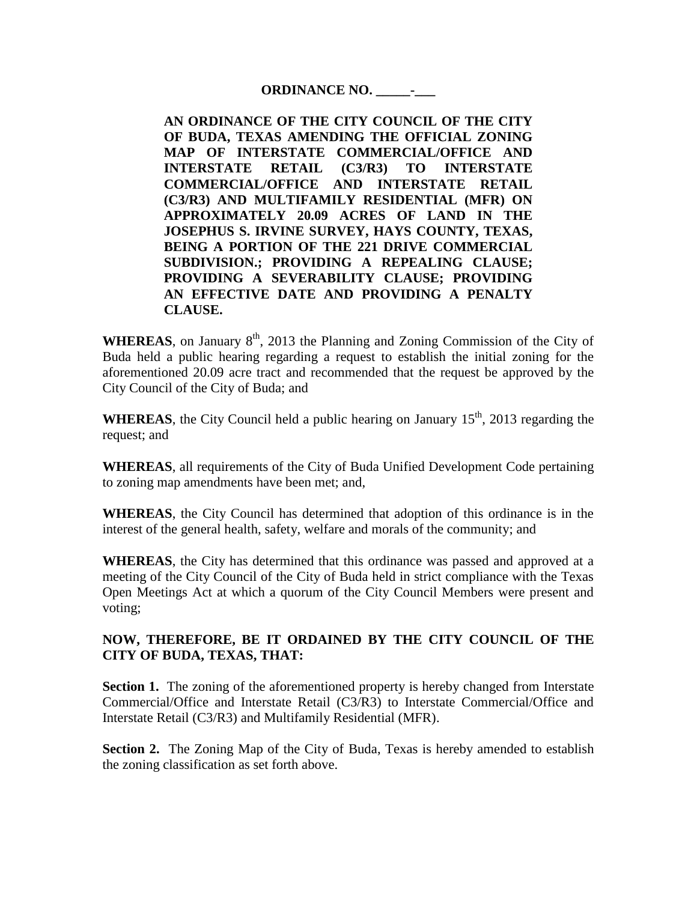**ORDINANCE NO. _____-___**

**AN ORDINANCE OF THE CITY COUNCIL OF THE CITY OF BUDA, TEXAS AMENDING THE OFFICIAL ZONING MAP OF INTERSTATE COMMERCIAL/OFFICE AND INTERSTATE RETAIL (C3/R3) TO INTERSTATE COMMERCIAL/OFFICE AND INTERSTATE RETAIL (C3/R3) AND MULTIFAMILY RESIDENTIAL (MFR) ON APPROXIMATELY 20.09 ACRES OF LAND IN THE JOSEPHUS S. IRVINE SURVEY, HAYS COUNTY, TEXAS, BEING A PORTION OF THE 221 DRIVE COMMERCIAL SUBDIVISION.; PROVIDING A REPEALING CLAUSE; PROVIDING A SEVERABILITY CLAUSE; PROVIDING AN EFFECTIVE DATE AND PROVIDING A PENALTY CLAUSE.**

**WHEREAS**, on January 8th, 2013 the Planning and Zoning Commission of the City of Buda held a public hearing regarding a request to establish the initial zoning for the aforementioned 20.09 acre tract and recommended that the request be approved by the City Council of the City of Buda; and

**WHEREAS**, the City Council held a public hearing on January 15th, 2013 regarding the request; and

**WHEREAS**, all requirements of the City of Buda Unified Development Code pertaining to zoning map amendments have been met; and,

**WHEREAS**, the City Council has determined that adoption of this ordinance is in the interest of the general health, safety, welfare and morals of the community; and

**WHEREAS**, the City has determined that this ordinance was passed and approved at a meeting of the City Council of the City of Buda held in strict compliance with the Texas Open Meetings Act at which a quorum of the City Council Members were present and voting;

**NOW, THEREFORE, BE IT ORDAINED BY THE CITY COUNCIL OF THE CITY OF BUDA, TEXAS, THAT:**

**Section 1.** The zoning of the aforementioned property is hereby changed from Interstate Commercial/Office and Interstate Retail (C3/R3) to Interstate Commercial/Office and Interstate Retail (C3/R3) and Multifamily Residential (MFR).

**Section 2.** The Zoning Map of the City of Buda, Texas is hereby amended to establish the zoning classification as set forth above.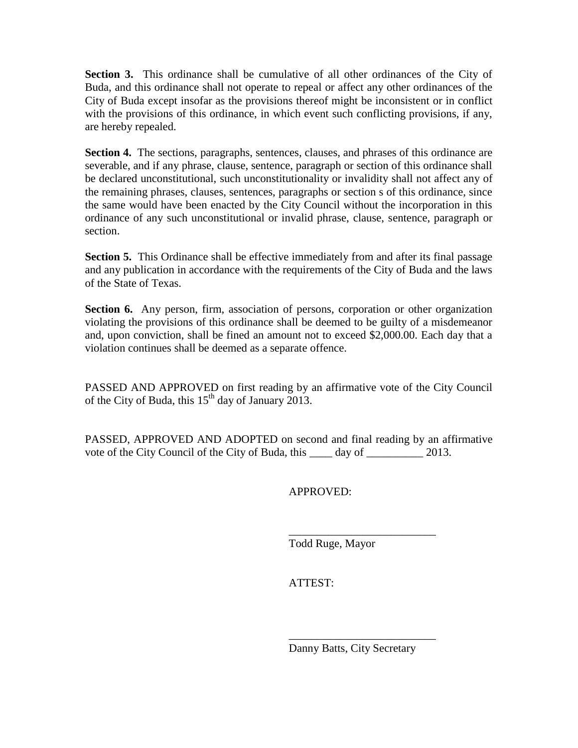**Section 3.** This ordinance shall be cumulative of all other ordinances of the City of Buda, and this ordinance shall not operate to repeal or affect any other ordinances of the City of Buda except insofar as the provisions thereof might be inconsistent or in conflict with the provisions of this ordinance, in which event such conflicting provisions, if any, are hereby repealed.

**Section 4.** The sections, paragraphs, sentences, clauses, and phrases of this ordinance are severable, and if any phrase, clause, sentence, paragraph or section of this ordinance shall be declared unconstitutional, such unconstitutionality or invalidity shall not affect any of the remaining phrases, clauses, sentences, paragraphs or section s of this ordinance, since the same would have been enacted by the City Council without the incorporation in this ordinance of any such unconstitutional or invalid phrase, clause, sentence, paragraph or section.

**Section 5.** This Ordinance shall be effective immediately from and after its final passage and any publication in accordance with the requirements of the City of Buda and the laws of the State of Texas.

**Section 6.** Any person, firm, association of persons, corporation or other organization violating the provisions of this ordinance shall be deemed to be guilty of a misdemeanor and, upon conviction, shall be fined an amount not to exceed $2,000.00. Each day that a violation continues shall be deemed as a separate offence.

PASSED AND APPROVED on first reading by an affirmative vote of the City Council of the City of Buda, this 15th day of January 2013.

PASSED, APPROVED AND ADOPTED on second and final reading by an affirmative vote of the City Council of the City of Buda, this ____ day of __________ 2013.

APPROVED:

__________________________
Todd Ruge, Mayor

ATTEST:

__________________________
Danny Batts, City Secretary